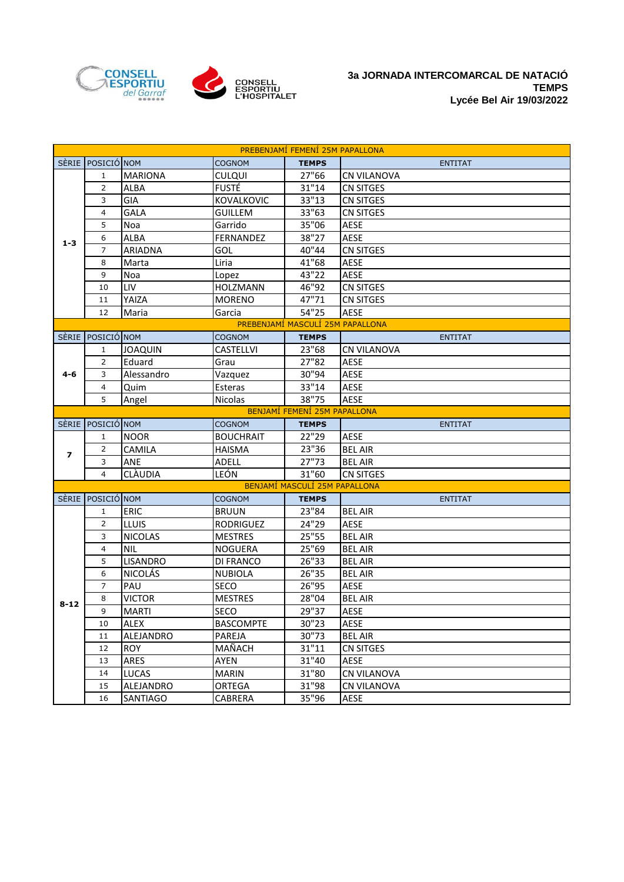CONSELL ESPORTIU del Garraf

CONSELL ESPORTIU L'HOSPITALET

**3a JORNADA INTERCOMARCAL DE NATACIÓ**
**TEMPS**
**Lycée Bel Air 19/03/2022**

| PREBENJAMÍ FEMENÍ 25M PAPALLONA | | | | | |
|---|---|---|---|---|---|
| SÈRIE | POSICIÓ | NOM | COGNOM | **TEMPS** | ENTITAT |
| **1-3** | 1 | MARIONA | CULQUI | 27"66 | CN VILANOVA |
| | 2 | ALBA | FUSTÉ | 31"14 | CN SITGES |
| | 3 | GIA | KOVALKOVIC | 33"13 | CN SITGES |
| | 4 | GALA | GUILLEM | 33"63 | CN SITGES |
| | 5 | Noa | Garrido | 35"06 | AESE |
| | 6 | ALBA | FERNANDEZ | 38"27 | AESE |
| | 7 | ARIADNA | GOL | 40"44 | CN SITGES |
| | 8 | Marta | Liria | 41"68 | AESE |
| | 9 | Noa | Lopez | 43"22 | AESE |
| | 10 | LIV | HOLZMANN | 46"92 | CN SITGES |
| | 11 | YAIZA | MORENO | 47"71 | CN SITGES |
| | 12 | Maria | Garcia | 54"25 | AESE |
| PREBENJAMÍ MASCULÍ 25M PAPALLONA | | | | | |
| SÈRIE | POSICIÓ | NOM | COGNOM | **TEMPS** | ENTITAT |
| **4-6** | 1 | JOAQUIN | CASTELLVI | 23"68 | CN VILANOVA |
| | 2 | Eduard | Grau | 27"82 | AESE |
| | 3 | Alessandro | Vazquez | 30"94 | AESE |
| | 4 | Quim | Esteras | 33"14 | AESE |
| | 5 | Angel | Nicolas | 38"75 | AESE |
| BENJAMÍ FEMENÍ 25M PAPALLONA | | | | | |
| SÈRIE | POSICIÓ | NOM | COGNOM | **TEMPS** | ENTITAT |
| **7** | 1 | NOOR | BOUCHRAIT | 22"29 | AESE |
| | 2 | CAMILA | HAISMA | 23"36 | BEL AIR |
| | 3 | ANE | ADELL | 27"73 | BEL AIR |
| | 4 | CLÀUDIA | LEÓN | 31"60 | CN SITGES |
| BENJAMÍ MASCULÍ 25M PAPALLONA | | | | | |
| SÈRIE | POSICIÓ | NOM | COGNOM | **TEMPS** | ENTITAT |
| **8-12** | 1 | ERIC | BRUUN | 23"84 | BEL AIR |
| | 2 | LLUIS | RODRIGUEZ | 24"29 | AESE |
| | 3 | NICOLAS | MESTRES | 25"55 | BEL AIR |
| | 4 | NIL | NOGUERA | 25"69 | BEL AIR |
| | 5 | LISANDRO | DI FRANCO | 26"33 | BEL AIR |
| | 6 | NICOLÁS | NUBIOLA | 26"35 | BEL AIR |
| | 7 | PAU | SECO | 26"95 | AESE |
| | 8 | VICTOR | MESTRES | 28"04 | BEL AIR |
| | 9 | MARTI | SECO | 29"37 | AESE |
| | 10 | ALEX | BASCOMPTE | 30"23 | AESE |
| | 11 | ALEJANDRO | PAREJA | 30"73 | BEL AIR |
| | 12 | ROY | MAÑACH | 31"11 | CN SITGES |
| | 13 | ARES | AYEN | 31"40 | AESE |
| | 14 | LUCAS | MARIN | 31"80 | CN VILANOVA |
| | 15 | ALEJANDRO | ORTEGA | 31"98 | CN VILANOVA |
| | 16 | SANTIAGO | CABRERA | 35"96 | AESE |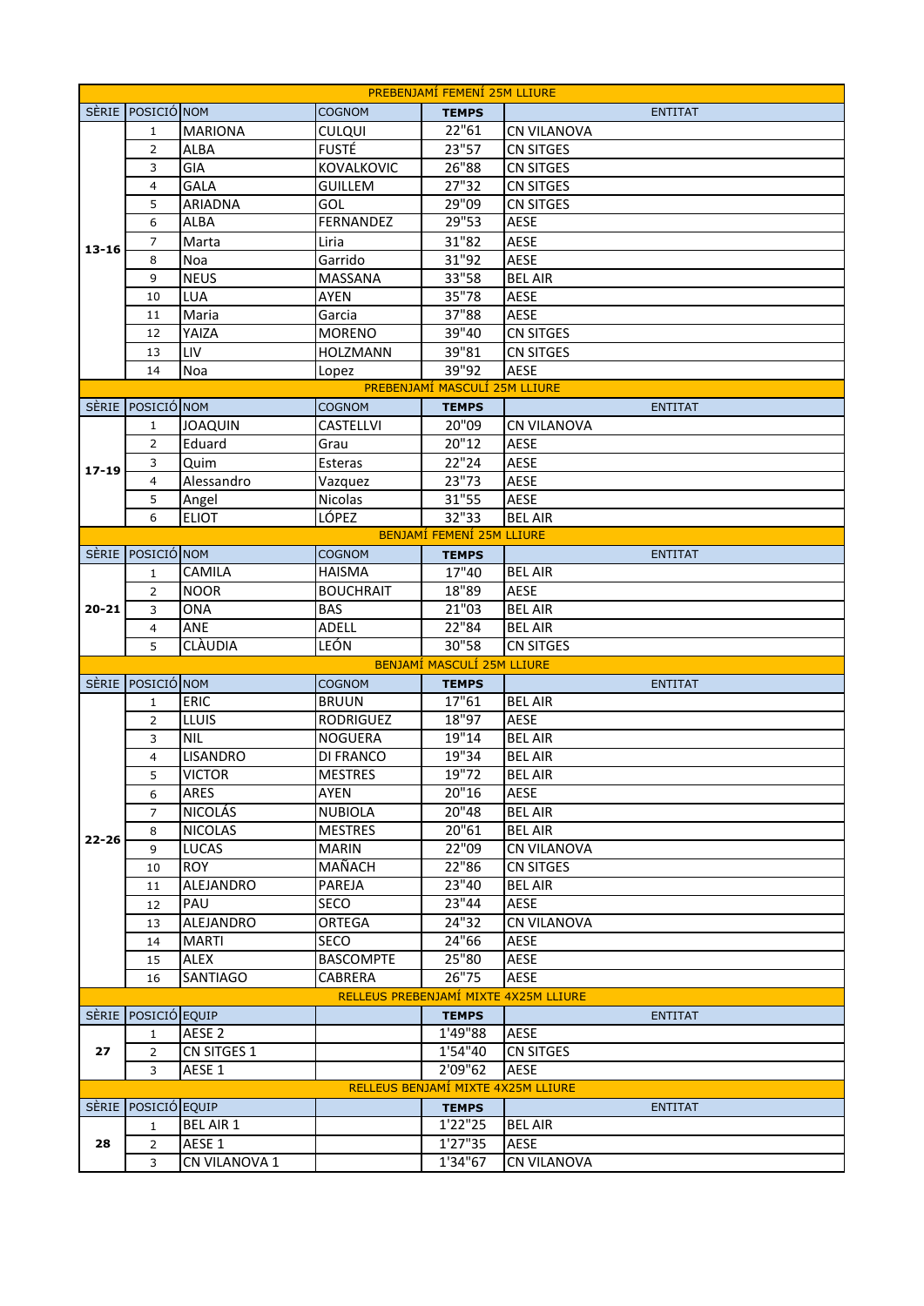| PREBENJAMÍ FEMENÍ 25M LLIURE | | | | | |
|---|---|---|---|---|---|
| SÈRIE | POSICIÓ | NOM | COGNOM | TEMPS | ENTITAT |
| 13-16 | 1 | MARIONA | CULQUI | 22"61 | CN VILANOVA |
| | 2 | ALBA | FUSTÉ | 23"57 | CN SITGES |
| | 3 | GIA | KOVALKOVIC | 26"88 | CN SITGES |
| | 4 | GALA | GUILLEM | 27"32 | CN SITGES |
| | 5 | ARIADNA | GOL | 29"09 | CN SITGES |
| | 6 | ALBA | FERNANDEZ | 29"53 | AESE |
| | 7 | Marta | Liria | 31"82 | AESE |
| | 8 | Noa | Garrido | 31"92 | AESE |
| | 9 | NEUS | MASSANA | 33"58 | BEL AIR |
| | 10 | LUA | AYEN | 35"78 | AESE |
| | 11 | Maria | Garcia | 37"88 | AESE |
| | 12 | YAIZA | MORENO | 39"40 | CN SITGES |
| | 13 | LIV | HOLZMANN | 39"81 | CN SITGES |
| | 14 | Noa | Lopez | 39"92 | AESE |

| PREBENJAMÍ MASCULÍ 25M LLIURE | | | | | |
|---|---|---|---|---|---|
| SÈRIE | POSICIÓ | NOM | COGNOM | TEMPS | ENTITAT |
| 17-19 | 1 | JOAQUIN | CASTELLVI | 20"09 | CN VILANOVA |
| | 2 | Eduard | Grau | 20"12 | AESE |
| | 3 | Quim | Esteras | 22"24 | AESE |
| | 4 | Alessandro | Vazquez | 23"73 | AESE |
| | 5 | Angel | Nicolas | 31"55 | AESE |
| | 6 | ELIOT | LÓPEZ | 32"33 | BEL AIR |

| BENJAMÍ FEMENÍ 25M LLIURE | | | | | |
|---|---|---|---|---|---|
| SÈRIE | POSICIÓ | NOM | COGNOM | TEMPS | ENTITAT |
| 20-21 | 1 | CAMILA | HAISMA | 17"40 | BEL AIR |
| | 2 | NOOR | BOUCHRAIT | 18"89 | AESE |
| | 3 | ONA | BAS | 21"03 | BEL AIR |
| | 4 | ANE | ADELL | 22"84 | BEL AIR |
| | 5 | CLÀUDIA | LEÓN | 30"58 | CN SITGES |

| BENJAMÍ MASCULÍ 25M LLIURE | | | | | |
|---|---|---|---|---|---|
| SÈRIE | POSICIÓ | NOM | COGNOM | TEMPS | ENTITAT |
| 22-26 | 1 | ERIC | BRUUN | 17"61 | BEL AIR |
| | 2 | LLUIS | RODRIGUEZ | 18"97 | AESE |
| | 3 | NIL | NOGUERA | 19"14 | BEL AIR |
| | 4 | LISANDRO | DI FRANCO | 19"34 | BEL AIR |
| | 5 | VICTOR | MESTRES | 19"72 | BEL AIR |
| | 6 | ARES | AYEN | 20"16 | AESE |
| | 7 | NICOLÁS | NUBIOLA | 20"48 | BEL AIR |
| | 8 | NICOLAS | MESTRES | 20"61 | BEL AIR |
| | 9 | LUCAS | MARIN | 22"09 | CN VILANOVA |
| | 10 | ROY | MAÑACH | 22"86 | CN SITGES |
| | 11 | ALEJANDRO | PAREJA | 23"40 | BEL AIR |
| | 12 | PAU | SECO | 23"44 | AESE |
| | 13 | ALEJANDRO | ORTEGA | 24"32 | CN VILANOVA |
| | 14 | MARTI | SECO | 24"66 | AESE |
| | 15 | ALEX | BASCOMPTE | 25"80 | AESE |
| | 16 | SANTIAGO | CABRERA | 26"75 | AESE |

| RELLEUS PREBENJAMÍ MIXTE 4X25M LLIURE | | | | | |
|---|---|---|---|---|---|
| SÈRIE | POSICIÓ | EQUIP | | TEMPS | ENTITAT |
| 27 | 1 | AESE 2 | | 1'49"88 | AESE |
| | 2 | CN SITGES 1 | | 1'54"40 | CN SITGES |
| | 3 | AESE 1 | | 2'09"62 | AESE |

| RELLEUS BENJAMÍ MIXTE 4X25M LLIURE | | | | | |
|---|---|---|---|---|---|
| SÈRIE | POSICIÓ | EQUIP | | TEMPS | ENTITAT |
| 28 | 1 | BEL AIR 1 | | 1'22"25 | BEL AIR |
| | 2 | AESE 1 | | 1'27"35 | AESE |
| | 3 | CN VILANOVA 1 | | 1'34"67 | CN VILANOVA |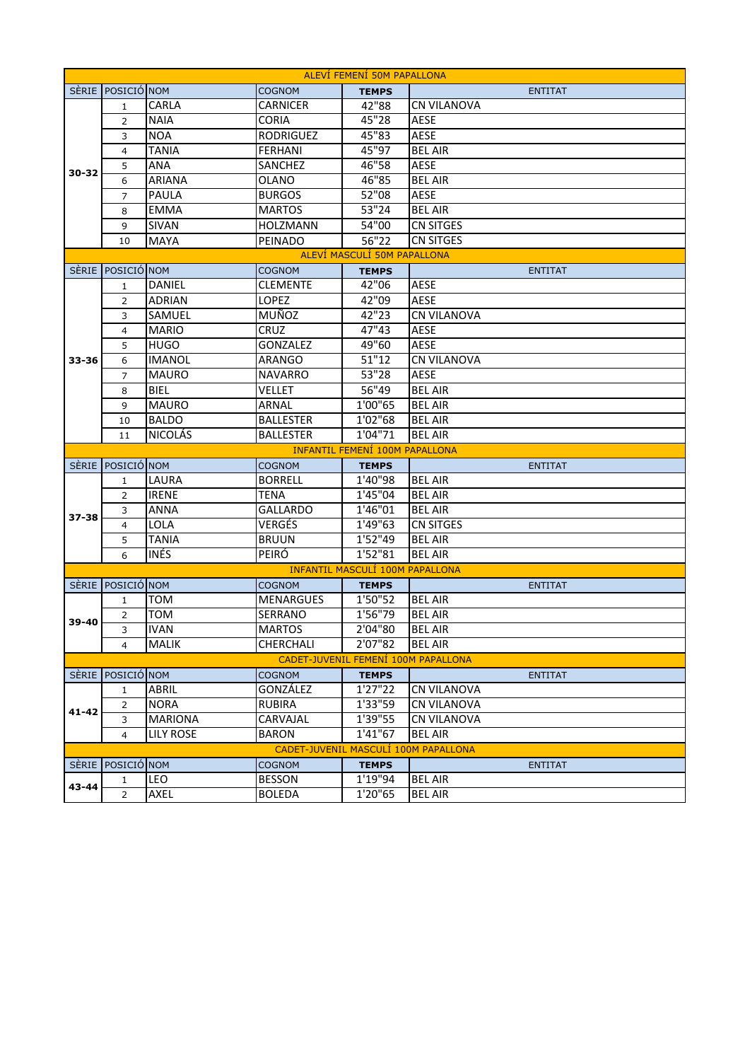## ALEVÍ FEMENÍ 50M PAPALLONA

| SÈRIE | POSICIÓ | NOM | COGNOM | TEMPS | ENTITAT |
|---|---|---|---|---|---|
| 30-32 | 1 | CARLA | CARNICER | 42"88 | CN VILANOVA |
| | 2 | NAIA | CORIA | 45"28 | AESE |
| | 3 | NOA | RODRIGUEZ | 45"83 | AESE |
| | 4 | TANIA | FERHANI | 45"97 | BEL AIR |
| | 5 | ANA | SANCHEZ | 46"58 | AESE |
| | 6 | ARIANA | OLANO | 46"85 | BEL AIR |
| | 7 | PAULA | BURGOS | 52"08 | AESE |
| | 8 | EMMA | MARTOS | 53"24 | BEL AIR |
| | 9 | SIVAN | HOLZMANN | 54"00 | CN SITGES |
| | 10 | MAYA | PEINADO | 56"22 | CN SITGES |

## ALEVÍ MASCULÍ 50M PAPALLONA

| SÈRIE | POSICIÓ | NOM | COGNOM | TEMPS | ENTITAT |
|---|---|---|---|---|---|
| 33-36 | 1 | DANIEL | CLEMENTE | 42"06 | AESE |
| | 2 | ADRIAN | LOPEZ | 42"09 | AESE |
| | 3 | SAMUEL | MUÑOZ | 42"23 | CN VILANOVA |
| | 4 | MARIO | CRUZ | 47"43 | AESE |
| | 5 | HUGO | GONZALEZ | 49"60 | AESE |
| | 6 | IMANOL | ARANGO | 51"12 | CN VILANOVA |
| | 7 | MAURO | NAVARRO | 53"28 | AESE |
| | 8 | BIEL | VELLET | 56"49 | BEL AIR |
| | 9 | MAURO | ARNAL | 1'00"65 | BEL AIR |
| | 10 | BALDO | BALLESTER | 1'02"68 | BEL AIR |
| | 11 | NICOLÁS | BALLESTER | 1'04"71 | BEL AIR |

## INFANTIL FEMENÍ 100M PAPALLONA

| SÈRIE | POSICIÓ | NOM | COGNOM | TEMPS | ENTITAT |
|---|---|---|---|---|---|
| 37-38 | 1 | LAURA | BORRELL | 1'40"98 | BEL AIR |
| | 2 | IRENE | TENA | 1'45"04 | BEL AIR |
| | 3 | ANNA | GALLARDO | 1'46"01 | BEL AIR |
| | 4 | LOLA | VERGÉS | 1'49"63 | CN SITGES |
| | 5 | TANIA | BRUUN | 1'52"49 | BEL AIR |
| | 6 | INÉS | PEIRÓ | 1'52"81 | BEL AIR |

## INFANTIL MASCULÍ 100M PAPALLONA

| SÈRIE | POSICIÓ | NOM | COGNOM | TEMPS | ENTITAT |
|---|---|---|---|---|---|
| 39-40 | 1 | TOM | MENARGUES | 1'50"52 | BEL AIR |
| | 2 | TOM | SERRANO | 1'56"79 | BEL AIR |
| | 3 | IVAN | MARTOS | 2'04"80 | BEL AIR |
| | 4 | MALIK | CHERCHALI | 2'07"82 | BEL AIR |

## CADET-JUVENIL FEMENÍ 100M PAPALLONA

| SÈRIE | POSICIÓ | NOM | COGNOM | TEMPS | ENTITAT |
|---|---|---|---|---|---|
| 41-42 | 1 | ABRIL | GONZÁLEZ | 1'27"22 | CN VILANOVA |
| | 2 | NORA | RUBIRA | 1'33"59 | CN VILANOVA |
| | 3 | MARIONA | CARVAJAL | 1'39"55 | CN VILANOVA |
| | 4 | LILY ROSE | BARON | 1'41"67 | BEL AIR |

## CADET-JUVENIL MASCULÍ 100M PAPALLONA

| SÈRIE | POSICIÓ | NOM | COGNOM | TEMPS | ENTITAT |
|---|---|---|---|---|---|
| 43-44 | 1 | LEO | BESSON | 1'19"94 | BEL AIR |
| | 2 | AXEL | BOLEDA | 1'20"65 | BEL AIR |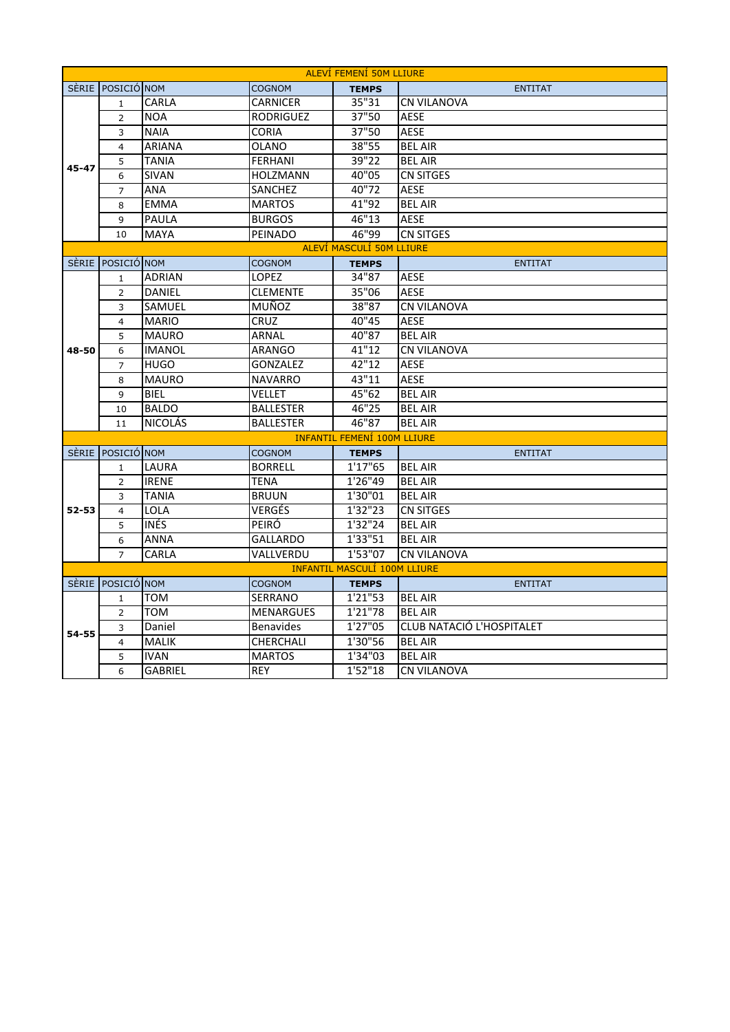| ALEVÍ FEMENÍ 50M LLIURE | | | | | |
|---|---|---|---|---|---|
| SÈRIE | POSICIÓ | NOM | COGNOM | TEMPS | ENTITAT |
| 45-47 | 1 | CARLA | CARNICER | 35"31 | CN VILANOVA |
| | 2 | NOA | RODRIGUEZ | 37"50 | AESE |
| | 3 | NAIA | CORIA | 37"50 | AESE |
| | 4 | ARIANA | OLANO | 38"55 | BEL AIR |
| | 5 | TANIA | FERHANI | 39"22 | BEL AIR |
| | 6 | SIVAN | HOLZMANN | 40"05 | CN SITGES |
| | 7 | ANA | SANCHEZ | 40"72 | AESE |
| | 8 | EMMA | MARTOS | 41"92 | BEL AIR |
| | 9 | PAULA | BURGOS | 46"13 | AESE |
| | 10 | MAYA | PEINADO | 46"99 | CN SITGES |

| ALEVÍ MASCULÍ 50M LLIURE | | | | | |
|---|---|---|---|---|---|
| SÈRIE | POSICIÓ | NOM | COGNOM | TEMPS | ENTITAT |
| 48-50 | 1 | ADRIAN | LOPEZ | 34"87 | AESE |
| | 2 | DANIEL | CLEMENTE | 35"06 | AESE |
| | 3 | SAMUEL | MUÑOZ | 38"87 | CN VILANOVA |
| | 4 | MARIO | CRUZ | 40"45 | AESE |
| | 5 | MAURO | ARNAL | 40"87 | BEL AIR |
| | 6 | IMANOL | ARANGO | 41"12 | CN VILANOVA |
| | 7 | HUGO | GONZALEZ | 42"12 | AESE |
| | 8 | MAURO | NAVARRO | 43"11 | AESE |
| | 9 | BIEL | VELLET | 45"62 | BEL AIR |
| | 10 | BALDO | BALLESTER | 46"25 | BEL AIR |
| | 11 | NICOLÁS | BALLESTER | 46"87 | BEL AIR |

| INFANTIL FEMENÍ 100M LLIURE | | | | | |
|---|---|---|---|---|---|
| SÈRIE | POSICIÓ | NOM | COGNOM | TEMPS | ENTITAT |
| 52-53 | 1 | LAURA | BORRELL | 1'17"65 | BEL AIR |
| | 2 | IRENE | TENA | 1'26"49 | BEL AIR |
| | 3 | TANIA | BRUUN | 1'30"01 | BEL AIR |
| | 4 | LOLA | VERGÉS | 1'32"23 | CN SITGES |
| | 5 | INÉS | PEIRÓ | 1'32"24 | BEL AIR |
| | 6 | ANNA | GALLARDO | 1'33"51 | BEL AIR |
| | 7 | CARLA | VALLVERDU | 1'53"07 | CN VILANOVA |

| INFANTIL MASCULÍ 100M LLIURE | | | | | |
|---|---|---|---|---|---|
| SÈRIE | POSICIÓ | NOM | COGNOM | TEMPS | ENTITAT |
| 54-55 | 1 | TOM | SERRANO | 1'21"53 | BEL AIR |
| | 2 | TOM | MENARGUES | 1'21"78 | BEL AIR |
| | 3 | Daniel | Benavides | 1'27"05 | CLUB NATACIÓ L'HOSPITALET |
| | 4 | MALIK | CHERCHALI | 1'30"56 | BEL AIR |
| | 5 | IVAN | MARTOS | 1'34"03 | BEL AIR |
| | 6 | GABRIEL | REY | 1'52"18 | CN VILANOVA |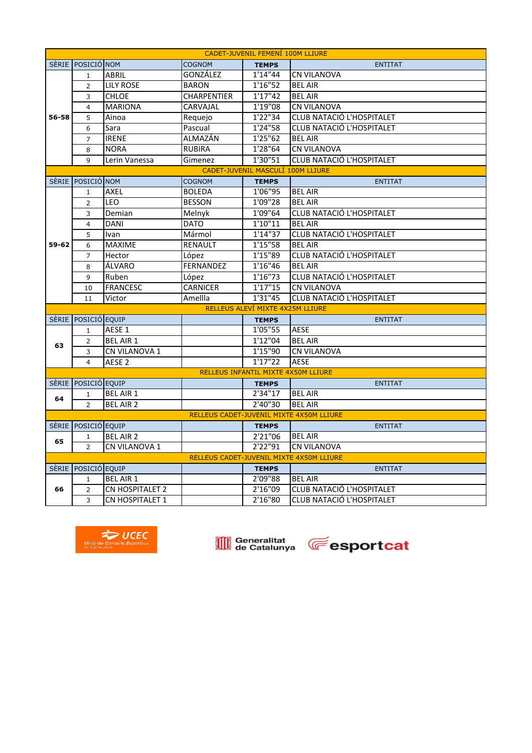| CADET-JUVENIL FEMENÍ 100M LLIURE | | | | | |
|---|---|---|---|---|---|
| SÈRIE | POSICIÓ | NOM | COGNOM | TEMPS | ENTITAT |
| 56-58 | 1 | ABRIL | GONZÁLEZ | 1'14"44 | CN VILANOVA |
| | 2 | LILY ROSE | BARON | 1'16"52 | BEL AIR |
| | 3 | CHLOE | CHARPENTIER | 1'17"42 | BEL AIR |
| | 4 | MARIONA | CARVAJAL | 1'19"08 | CN VILANOVA |
| | 5 | Ainoa | Requejo | 1'22"34 | CLUB NATACIÓ L'HOSPITALET |
| | 6 | Sara | Pascual | 1'24"58 | CLUB NATACIÓ L'HOSPITALET |
| | 7 | IRENE | ALMAZÁN | 1'25"62 | BEL AIR |
| | 8 | NORA | RUBIRA | 1'28"64 | CN VILANOVA |
| | 9 | Lerin Vanessa | Gimenez | 1'30"51 | CLUB NATACIÓ L'HOSPITALET |

| CADET-JUVENIL MASCULÍ 100M LLIURE | | | | | |
|---|---|---|---|---|---|
| SÈRIE | POSICIÓ | NOM | COGNOM | TEMPS | ENTITAT |
| 59-62 | 1 | AXEL | BOLEDA | 1'06"95 | BEL AIR |
| | 2 | LEO | BESSON | 1'09"28 | BEL AIR |
| | 3 | Demian | Melnyk | 1'09"64 | CLUB NATACIÓ L'HOSPITALET |
| | 4 | DANI | DATO | 1'10"11 | BEL AIR |
| | 5 | Ivan | Mármol | 1'14"37 | CLUB NATACIÓ L'HOSPITALET |
| | 6 | MAXIME | RENAULT | 1'15"58 | BEL AIR |
| | 7 | Hector | López | 1'15"89 | CLUB NATACIÓ L'HOSPITALET |
| | 8 | ÁLVARO | FERNANDEZ | 1'16"46 | BEL AIR |
| | 9 | Ruben | López | 1'16"73 | CLUB NATACIÓ L'HOSPITALET |
| | 10 | FRANCESC | CARNICER | 1'17"15 | CN VILANOVA |
| | 11 | Victor | Amellla | 1'31"45 | CLUB NATACIÓ L'HOSPITALET |

| RELLEUS ALEVÍ MIXTE 4X25M LLIURE | | | | | |
|---|---|---|---|---|---|
| SÈRIE | POSICIÓ | EQUIP | | TEMPS | ENTITAT |
| 63 | 1 | AESE 1 | | 1'05"55 | AESE |
| | 2 | BEL AIR 1 | | 1'12"04 | BEL AIR |
| | 3 | CN VILANOVA 1 | | 1'15"90 | CN VILANOVA |
| | 4 | AESE 2 | | 1'17"22 | AESE |

| RELLEUS INFANTIL MIXTE 4X50M LLIURE | | | | | |
|---|---|---|---|---|---|
| SÈRIE | POSICIÓ | EQUIP | | TEMPS | ENTITAT |
| 64 | 1 | BEL AIR 1 | | 2'34"17 | BEL AIR |
| | 2 | BEL AIR 2 | | 2'40"30 | BEL AIR |

| RELLEUS CADET-JUVENIL MIXTE 4X50M LLIURE | | | | | |
|---|---|---|---|---|---|
| SÈRIE | POSICIÓ | EQUIP | | TEMPS | ENTITAT |
| 65 | 1 | BEL AIR 2 | | 2'21"06 | BEL AIR |
| | 2 | CN VILANOVA 1 | | 2'22"91 | CN VILANOVA |

| RELLEUS CADET-JUVENIL MIXTE 4X50M LLIURE | | | | | |
|---|---|---|---|---|---|
| SÈRIE | POSICIÓ | EQUIP | | TEMPS | ENTITAT |
| 66 | 1 | BEL AIR 1 | | 2'09"88 | BEL AIR |
| | 2 | CN HOSPITALET 2 | | 2'16"09 | CLUB NATACIÓ L'HOSPITALET |
| | 3 | CN HOSPITALET 1 | | 2'16"80 | CLUB NATACIÓ L'HOSPITALET |

UCEC Unió de Consells Esportius de Catalunya

Generalitat de Catalunya esportcat